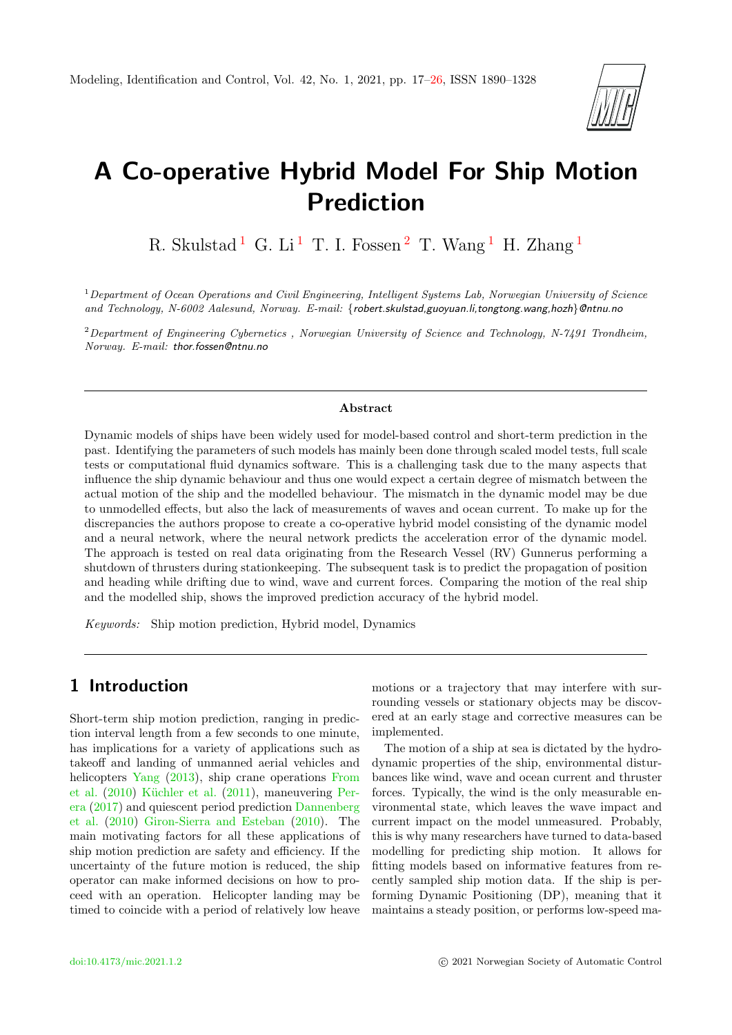# A Co-operative Hybrid Model For Ship Motion Prediction

R. Skulstad [1] G. Li [1] T. I. Fossen [2] T. Wang [1] H. Zhang [1]

[1] *Department of Ocean Operations and Civil Engineering, Intelligent Systems Lab, Norwegian University of Science and Technology, N-6002 Aalesund, Norway. E-mail:* {robert.skulstad,guoyuan.li,tongtong.wang,hozh}@ntnu.no

[2] *Department of Engineering Cybernetics , Norwegian University of Science and Technology, N-7491 Trondheim, Norway. E-mail:* thor.fossen@ntnu.no

### Abstract

Dynamic models of ships have been widely used for model-based control and short-term prediction in the past. Identifying the parameters of such models has mainly been done through scaled model tests, full scale tests or computational fluid dynamics software. This is a challenging task due to the many aspects that influence the ship dynamic behaviour and thus one would expect a certain degree of mismatch between the actual motion of the ship and the modelled behaviour. The mismatch in the dynamic model may be due to unmodelled effects, but also the lack of measurements of waves and ocean current. To make up for the discrepancies the authors propose to create a co-operative hybrid model consisting of the dynamic model and a neural network, where the neural network predicts the acceleration error of the dynamic model. The approach is tested on real data originating from the Research Vessel (RV) Gunnerus performing a shutdown of thrusters during stationkeeping. The subsequent task is to predict the propagation of position and heading while drifting due to wind, wave and current forces. Comparing the motion of the real ship and the modelled ship, shows the improved prediction accuracy of the hybrid model.

*Keywords:* Ship motion prediction, Hybrid model, Dynamics

## 1 Introduction

Short-term ship motion prediction, ranging in prediction interval length from a few seconds to one minute, has implications for a variety of applications such as takeoff and landing of unmanned aerial vehicles and helicopters Yang (2013), ship crane operations From et al. (2010) Küchler et al. (2011), maneuvering Perera (2017) and quiescent period prediction Dannenberg et al. (2010) Giron-Sierra and Esteban (2010). The main motivating factors for all these applications of ship motion prediction are safety and efficiency. If the uncertainty of the future motion is reduced, the ship operator can make informed decisions on how to proceed with an operation. Helicopter landing may be timed to coincide with a period of relatively low heave motions or a trajectory that may interfere with surrounding vessels or stationary objects may be discovered at an early stage and corrective measures can be implemented.

The motion of a ship at sea is dictated by the hydrodynamic properties of the ship, environmental disturbances like wind, wave and ocean current and thruster forces. Typically, the wind is the only measurable environmental state, which leaves the wave impact and current impact on the model unmeasured. Probably, this is why many researchers have turned to data-based modelling for predicting ship motion. It allows for fitting models based on informative features from recently sampled ship motion data. If the ship is performing Dynamic Positioning (DP), meaning that it maintains a steady position, or performs low-speed ma-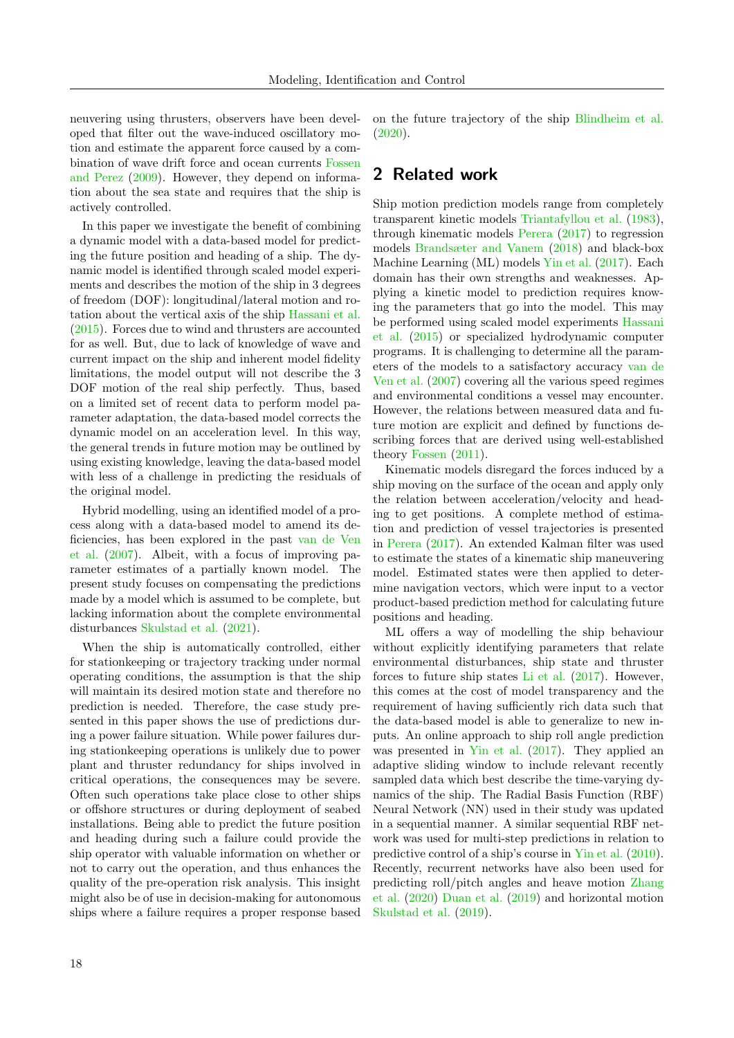neuvering using thrusters, observers have been developed that filter out the wave-induced oscillatory motion and estimate the apparent force caused by a combination of wave drift force and ocean currents Fossen and Perez (2009). However, they depend on information about the sea state and requires that the ship is actively controlled.

In this paper we investigate the benefit of combining a dynamic model with a data-based model for predicting the future position and heading of a ship. The dynamic model is identified through scaled model experiments and describes the motion of the ship in 3 degrees of freedom (DOF): longitudinal/lateral motion and rotation about the vertical axis of the ship Hassani et al. (2015). Forces due to wind and thrusters are accounted for as well. But, due to lack of knowledge of wave and current impact on the ship and inherent model fidelity limitations, the model output will not describe the 3 DOF motion of the real ship perfectly. Thus, based on a limited set of recent data to perform model parameter adaptation, the data-based model corrects the dynamic model on an acceleration level. In this way, the general trends in future motion may be outlined by using existing knowledge, leaving the data-based model with less of a challenge in predicting the residuals of the original model.

Hybrid modelling, using an identified model of a process along with a data-based model to amend its deficiencies, has been explored in the past van de Ven et al. (2007). Albeit, with a focus of improving parameter estimates of a partially known model. The present study focuses on compensating the predictions made by a model which is assumed to be complete, but lacking information about the complete environmental disturbances Skulstad et al. (2021).

When the ship is automatically controlled, either for stationkeeping or trajectory tracking under normal operating conditions, the assumption is that the ship will maintain its desired motion state and therefore no prediction is needed. Therefore, the case study presented in this paper shows the use of predictions during a power failure situation. While power failures during stationkeeping operations is unlikely due to power plant and thruster redundancy for ships involved in critical operations, the consequences may be severe. Often such operations take place close to other ships or offshore structures or during deployment of seabed installations. Being able to predict the future position and heading during such a failure could provide the ship operator with valuable information on whether or not to carry out the operation, and thus enhances the quality of the pre-operation risk analysis. This insight might also be of use in decision-making for autonomous ships where a failure requires a proper response based on the future trajectory of the ship Blindheim et al. (2020).

## 2 Related work

Ship motion prediction models range from completely transparent kinetic models Triantafyllou et al. (1983), through kinematic models Perera (2017) to regression models Brandsæter and Vanem (2018) and black-box Machine Learning (ML) models Yin et al. (2017). Each domain has their own strengths and weaknesses. Applying a kinetic model to prediction requires knowing the parameters that go into the model. This may be performed using scaled model experiments Hassani et al. (2015) or specialized hydrodynamic computer programs. It is challenging to determine all the parameters of the models to a satisfactory accuracy van de Ven et al. (2007) covering all the various speed regimes and environmental conditions a vessel may encounter. However, the relations between measured data and future motion are explicit and defined by functions describing forces that are derived using well-established theory Fossen (2011).

Kinematic models disregard the forces induced by a ship moving on the surface of the ocean and apply only the relation between acceleration/velocity and heading to get positions. A complete method of estimation and prediction of vessel trajectories is presented in Perera (2017). An extended Kalman filter was used to estimate the states of a kinematic ship maneuvering model. Estimated states were then applied to determine navigation vectors, which were input to a vector product-based prediction method for calculating future positions and heading.

ML offers a way of modelling the ship behaviour without explicitly identifying parameters that relate environmental disturbances, ship state and thruster forces to future ship states Li et al. (2017). However, this comes at the cost of model transparency and the requirement of having sufficiently rich data such that the data-based model is able to generalize to new inputs. An online approach to ship roll angle prediction was presented in Yin et al. (2017). They applied an adaptive sliding window to include relevant recently sampled data which best describe the time-varying dynamics of the ship. The Radial Basis Function (RBF) Neural Network (NN) used in their study was updated in a sequential manner. A similar sequential RBF network was used for multi-step predictions in relation to predictive control of a ship's course in Yin et al. (2010). Recently, recurrent networks have also been used for predicting roll/pitch angles and heave motion Zhang et al. (2020) Duan et al. (2019) and horizontal motion Skulstad et al. (2019).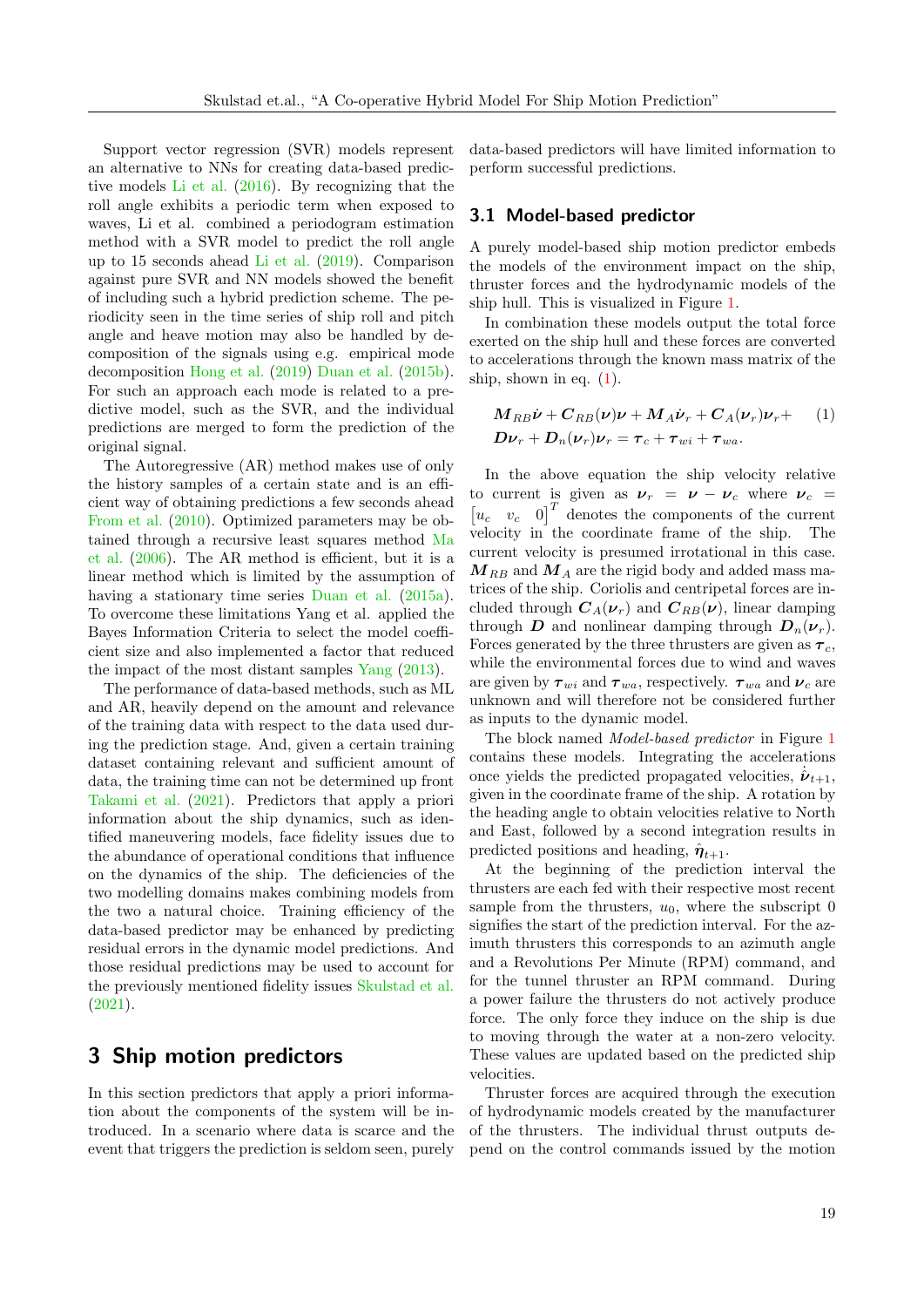Support vector regression (SVR) models represent an alternative to NNs for creating data-based predictive models Li et al. (2016). By recognizing that the roll angle exhibits a periodic term when exposed to waves, Li et al. combined a periodogram estimation method with a SVR model to predict the roll angle up to 15 seconds ahead Li et al. (2019). Comparison against pure SVR and NN models showed the benefit of including such a hybrid prediction scheme. The periodicity seen in the time series of ship roll and pitch angle and heave motion may also be handled by decomposition of the signals using e.g. empirical mode decomposition Hong et al. (2019) Duan et al. (2015b). For such an approach each mode is related to a predictive model, such as the SVR, and the individual predictions are merged to form the prediction of the original signal.

The Autoregressive (AR) method makes use of only the history samples of a certain state and is an efficient way of obtaining predictions a few seconds ahead From et al. (2010). Optimized parameters may be obtained through a recursive least squares method Ma et al. (2006). The AR method is efficient, but it is a linear method which is limited by the assumption of having a stationary time series Duan et al. (2015a). To overcome these limitations Yang et al. applied the Bayes Information Criteria to select the model coefficient size and also implemented a factor that reduced the impact of the most distant samples Yang (2013).

The performance of data-based methods, such as ML and AR, heavily depend on the amount and relevance of the training data with respect to the data used during the prediction stage. And, given a certain training dataset containing relevant and sufficient amount of data, the training time can not be determined up front Takami et al. (2021). Predictors that apply a priori information about the ship dynamics, such as identified maneuvering models, face fidelity issues due to the abundance of operational conditions that influence on the dynamics of the ship. The deficiencies of the two modelling domains makes combining models from the two a natural choice. Training efficiency of the data-based predictor may be enhanced by predicting residual errors in the dynamic model predictions. And those residual predictions may be used to account for the previously mentioned fidelity issues Skulstad et al. (2021).

# 3 Ship motion predictors

In this section predictors that apply a priori information about the components of the system will be introduced. In a scenario where data is scarce and the event that triggers the prediction is seldom seen, purely data-based predictors will have limited information to perform successful predictions.

## 3.1 Model-based predictor

A purely model-based ship motion predictor embeds the models of the environment impact on the ship, thruster forces and the hydrodynamic models of the ship hull. This is visualized in Figure 1.

In combination these models output the total force exerted on the ship hull and these forces are converted to accelerations through the known mass matrix of the ship, shown in eq. (1).

$$
\begin{aligned}
&\boldsymbol{M}_{RB}\dot{\boldsymbol{\nu}} + \boldsymbol{C}_{RB}(\boldsymbol{\nu})\boldsymbol{\nu} + \boldsymbol{M}_A\dot{\boldsymbol{\nu}}_r + \boldsymbol{C}_A(\boldsymbol{\nu}_r)\boldsymbol{\nu}_r + \\
&\boldsymbol{D}\boldsymbol{\nu}_r + \boldsymbol{D}_n(\boldsymbol{\nu}_r)\boldsymbol{\nu}_r = \boldsymbol{\tau}_c + \boldsymbol{\tau}_{wi} + \boldsymbol{\tau}_{wa}.
\end{aligned} \tag{1}
$$

In the above equation the ship velocity relative to current is given as $\boldsymbol{\nu}_r = \boldsymbol{\nu} - \boldsymbol{\nu}_c$ where $\boldsymbol{\nu}_c = \begin{bmatrix} u_c & v_c & 0 \end{bmatrix}^T$ denotes the components of the current velocity in the coordinate frame of the ship. The current velocity is presumed irrotational in this case. $\boldsymbol{M}_{RB}$ and $\boldsymbol{M}_A$ are the rigid body and added mass matrices of the ship. Coriolis and centripetal forces are included through $\boldsymbol{C}_A(\boldsymbol{\nu}_r)$ and $\boldsymbol{C}_{RB}(\boldsymbol{\nu})$, linear damping through $\boldsymbol{D}$ and nonlinear damping through $\boldsymbol{D}_n(\boldsymbol{\nu}_r)$. Forces generated by the three thrusters are given as $\boldsymbol{\tau}_c$, while the environmental forces due to wind and waves are given by $\boldsymbol{\tau}_{wi}$ and $\boldsymbol{\tau}_{wa}$, respectively. $\boldsymbol{\tau}_{wa}$ and $\boldsymbol{\nu}_c$ are unknown and will therefore not be considered further as inputs to the dynamic model.

The block named *Model-based predictor* in Figure 1 contains these models. Integrating the accelerations once yields the predicted propagated velocities, $\hat{\dot{\boldsymbol{\nu}}}_{t+1}$, given in the coordinate frame of the ship. A rotation by the heading angle to obtain velocities relative to North and East, followed by a second integration results in predicted positions and heading, $\hat{\boldsymbol{\eta}}_{t+1}$.

At the beginning of the prediction interval the thrusters are each fed with their respective most recent sample from the thrusters, $u_0$, where the subscript 0 signifies the start of the prediction interval. For the azimuth thrusters this corresponds to an azimuth angle and a Revolutions Per Minute (RPM) command, and for the tunnel thruster an RPM command. During a power failure the thrusters do not actively produce force. The only force they induce on the ship is due to moving through the water at a non-zero velocity. These values are updated based on the predicted ship velocities.

Thruster forces are acquired through the execution of hydrodynamic models created by the manufacturer of the thrusters. The individual thrust outputs depend on the control commands issued by the motion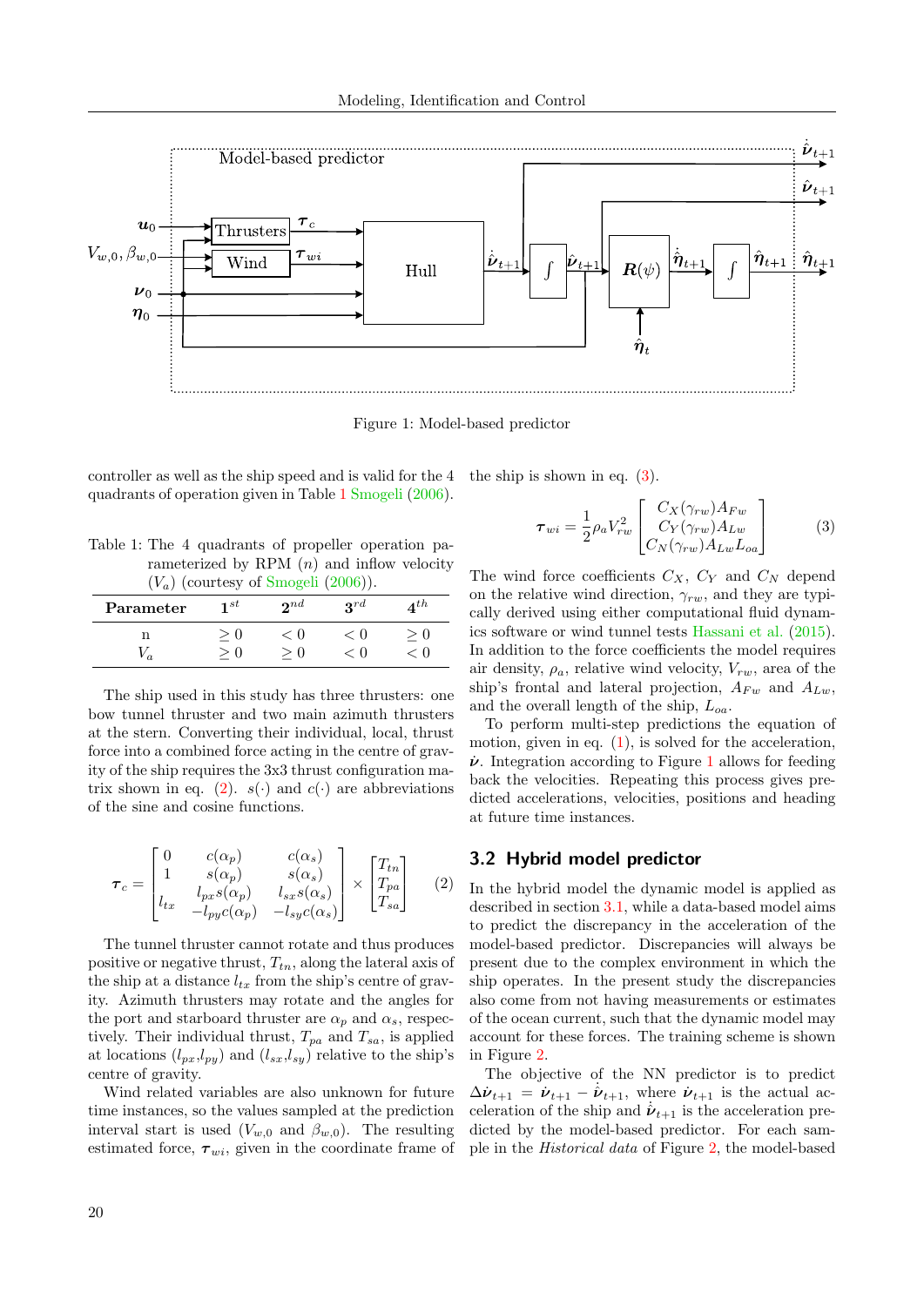Figure 1: Model-based predictor

controller as well as the ship speed and is valid for the 4 quadrants of operation given in Table 1 Smogeli (2006).

Table 1: The 4 quadrants of propeller operation parameterized by RPM ($n$) and inflow velocity ($V_a$) (courtesy of Smogeli (2006)).

| Parameter | $1^{st}$ | $2^{nd}$ | $3^{rd}$ | $4^{th}$ |
|---|---|---|---|---|
| n | $\geq 0$ | $< 0$ | $< 0$ | $\geq 0$ |
| $V_a$ | $\geq 0$ | $\geq 0$ | $< 0$ | $< 0$ |

The ship used in this study has three thrusters: one bow tunnel thruster and two main azimuth thrusters at the stern. Converting their individual, local, thrust force into a combined force acting in the centre of gravity of the ship requires the 3x3 thrust configuration matrix shown in eq. (2). $s(\cdot)$ and $c(\cdot)$ are abbreviations of the sine and cosine functions.

$$\boldsymbol{\tau}_c = \begin{bmatrix} 0 & c(\alpha_p) & c(\alpha_s) \\ 1 & s(\alpha_p) & s(\alpha_s) \\ l_{tx} & l_{px}s(\alpha_p) & l_{sx}s(\alpha_s) \\ & -l_{py}c(\alpha_p) & -l_{sy}c(\alpha_s) \end{bmatrix} \times \begin{bmatrix} T_{tn} \\ T_{pa} \\ T_{sa} \end{bmatrix} \quad (2)$$

The tunnel thruster cannot rotate and thus produces positive or negative thrust, $T_{tn}$, along the lateral axis of the ship at a distance $l_{tx}$ from the ship's centre of gravity. Azimuth thrusters may rotate and the angles for the port and starboard thruster are $\alpha_p$ and $\alpha_s$, respectively. Their individual thrust, $T_{pa}$ and $T_{sa}$, is applied at locations ($l_{px}$,$l_{py}$) and ($l_{sx}$,$l_{sy}$) relative to the ship's centre of gravity.

Wind related variables are also unknown for future time instances, so the values sampled at the prediction interval start is used ($V_{w,0}$ and $\beta_{w,0}$). The resulting estimated force, $\boldsymbol{\tau}_{wi}$, given in the coordinate frame of the ship is shown in eq. (3).

$$\boldsymbol{\tau}_{wi} = \frac{1}{2}\rho_a V_{rw}^2 \begin{bmatrix} C_X(\gamma_{rw})A_{Fw} \\ C_Y(\gamma_{rw})A_{Lw} \\ C_N(\gamma_{rw})A_{Lw}L_{oa} \end{bmatrix} \quad (3)$$

The wind force coefficients $C_X$, $C_Y$ and $C_N$ depend on the relative wind direction, $\gamma_{rw}$, and they are typically derived using either computational fluid dynamics software or wind tunnel tests Hassani et al. (2015). In addition to the force coefficients the model requires air density, $\rho_a$, relative wind velocity, $V_{rw}$, area of the ship's frontal and lateral projection, $A_{Fw}$ and $A_{Lw}$, and the overall length of the ship, $L_{oa}$.

To perform multi-step predictions the equation of motion, given in eq. (1), is solved for the acceleration, $\dot{\boldsymbol{\nu}}$. Integration according to Figure 1 allows for feeding back the velocities. Repeating this process gives predicted accelerations, velocities, positions and heading at future time instances.

### 3.2 Hybrid model predictor

In the hybrid model the dynamic model is applied as described in section 3.1, while a data-based model aims to predict the discrepancy in the acceleration of the model-based predictor. Discrepancies will always be present due to the complex environment in which the ship operates. In the present study the discrepancies also come from not having measurements or estimates of the ocean current, such that the dynamic model may account for these forces. The training scheme is shown in Figure 2.

The objective of the NN predictor is to predict $\Delta\dot{\boldsymbol{\nu}}_{t+1} = \dot{\boldsymbol{\nu}}_{t+1} - \hat{\dot{\boldsymbol{\nu}}}_{t+1}$, where $\dot{\boldsymbol{\nu}}_{t+1}$ is the actual acceleration of the ship and $\hat{\dot{\boldsymbol{\nu}}}_{t+1}$ is the acceleration predicted by the model-based predictor. For each sample in the *Historical data* of Figure 2, the model-based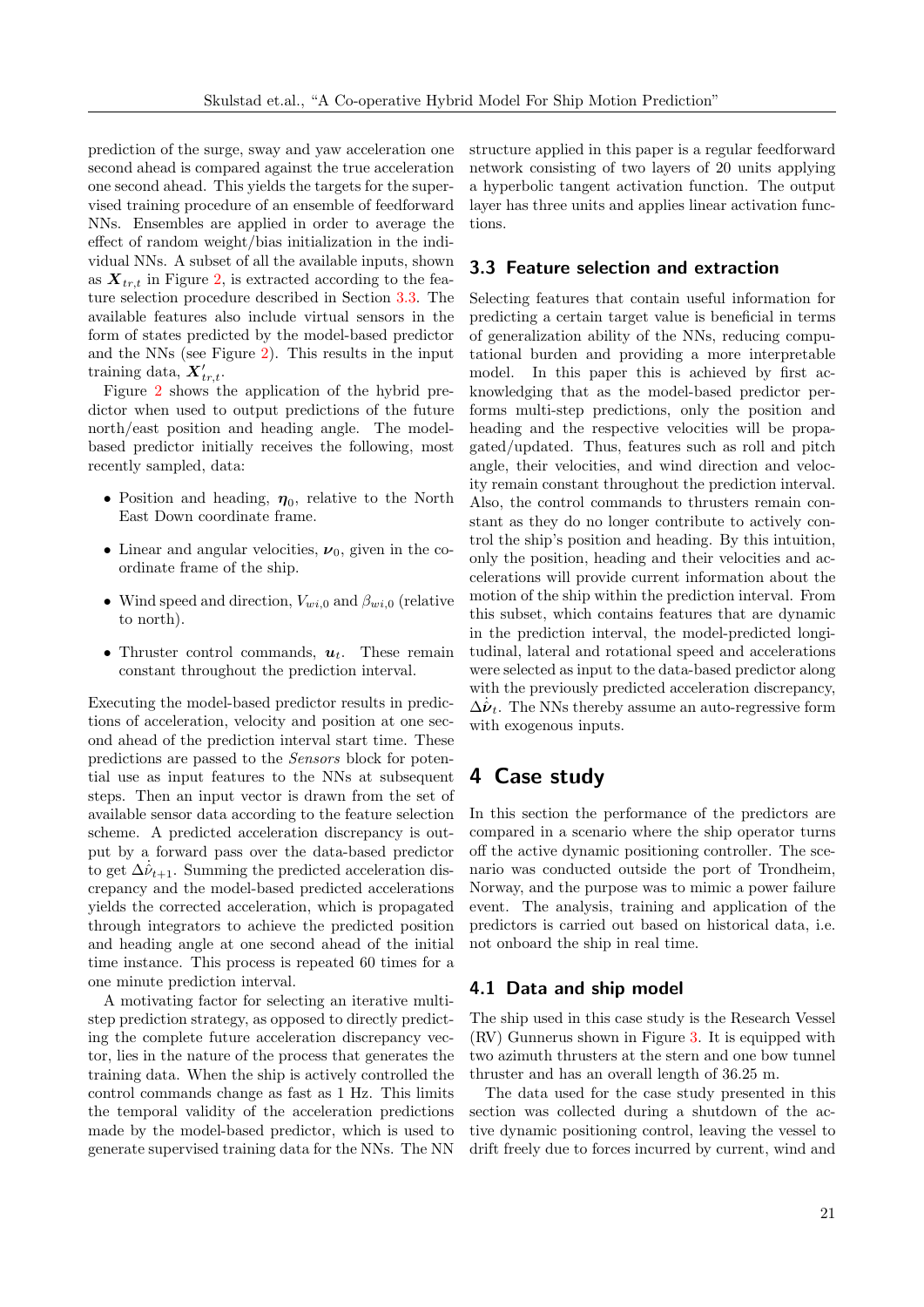prediction of the surge, sway and yaw acceleration one second ahead is compared against the true acceleration one second ahead. This yields the targets for the supervised training procedure of an ensemble of feedforward NNs. Ensembles are applied in order to average the effect of random weight/bias initialization in the individual NNs. A subset of all the available inputs, shown as $\boldsymbol{X}_{tr,t}$ in Figure 2, is extracted according to the feature selection procedure described in Section 3.3. The available features also include virtual sensors in the form of states predicted by the model-based predictor and the NNs (see Figure 2). This results in the input training data, $\boldsymbol{X}'_{tr,t}$.

Figure 2 shows the application of the hybrid predictor when used to output predictions of the future north/east position and heading angle. The model-based predictor initially receives the following, most recently sampled, data:

- Position and heading, $\boldsymbol{\eta}_0$, relative to the North East Down coordinate frame.
- Linear and angular velocities, $\boldsymbol{\nu}_0$, given in the coordinate frame of the ship.
- Wind speed and direction, $V_{wi,0}$ and $\beta_{wi,0}$ (relative to north).
- Thruster control commands, $\boldsymbol{u}_t$. These remain constant throughout the prediction interval.

Executing the model-based predictor results in predictions of acceleration, velocity and position at one second ahead of the prediction interval start time. These predictions are passed to the *Sensors* block for potential use as input features to the NNs at subsequent steps. Then an input vector is drawn from the set of available sensor data according to the feature selection scheme. A predicted acceleration discrepancy is output by a forward pass over the data-based predictor to get $\Delta\dot{\hat{\nu}}_{t+1}$. Summing the predicted acceleration discrepancy and the model-based predicted accelerations yields the corrected acceleration, which is propagated through integrators to achieve the predicted position and heading angle at one second ahead of the initial time instance. This process is repeated 60 times for a one minute prediction interval.

A motivating factor for selecting an iterative multi-step prediction strategy, as opposed to directly predicting the complete future acceleration discrepancy vector, lies in the nature of the process that generates the training data. When the ship is actively controlled the control commands change as fast as 1 Hz. This limits the temporal validity of the acceleration predictions made by the model-based predictor, which is used to generate supervised training data for the NNs. The NN structure applied in this paper is a regular feedforward network consisting of two layers of 20 units applying a hyperbolic tangent activation function. The output layer has three units and applies linear activation functions.

### 3.3 Feature selection and extraction

Selecting features that contain useful information for predicting a certain target value is beneficial in terms of generalization ability of the NNs, reducing computational burden and providing a more interpretable model. In this paper this is achieved by first acknowledging that as the model-based predictor performs multi-step predictions, only the position and heading and the respective velocities will be propagated/updated. Thus, features such as roll and pitch angle, their velocities, and wind direction and velocity remain constant throughout the prediction interval. Also, the control commands to thrusters remain constant as they do no longer contribute to actively control the ship's position and heading. By this intuition, only the position, heading and their velocities and accelerations will provide current information about the motion of the ship within the prediction interval. From this subset, which contains features that are dynamic in the prediction interval, the model-predicted longitudinal, lateral and rotational speed and accelerations were selected as input to the data-based predictor along with the previously predicted acceleration discrepancy, $\Delta\dot{\hat{\boldsymbol{\nu}}}_t$. The NNs thereby assume an auto-regressive form with exogenous inputs.

## 4 Case study

In this section the performance of the predictors are compared in a scenario where the ship operator turns off the active dynamic positioning controller. The scenario was conducted outside the port of Trondheim, Norway, and the purpose was to mimic a power failure event. The analysis, training and application of the predictors is carried out based on historical data, i.e. not onboard the ship in real time.

### 4.1 Data and ship model

The ship used in this case study is the Research Vessel (RV) Gunnerus shown in Figure 3. It is equipped with two azimuth thrusters at the stern and one bow tunnel thruster and has an overall length of 36.25 m.

The data used for the case study presented in this section was collected during a shutdown of the active dynamic positioning control, leaving the vessel to drift freely due to forces incurred by current, wind and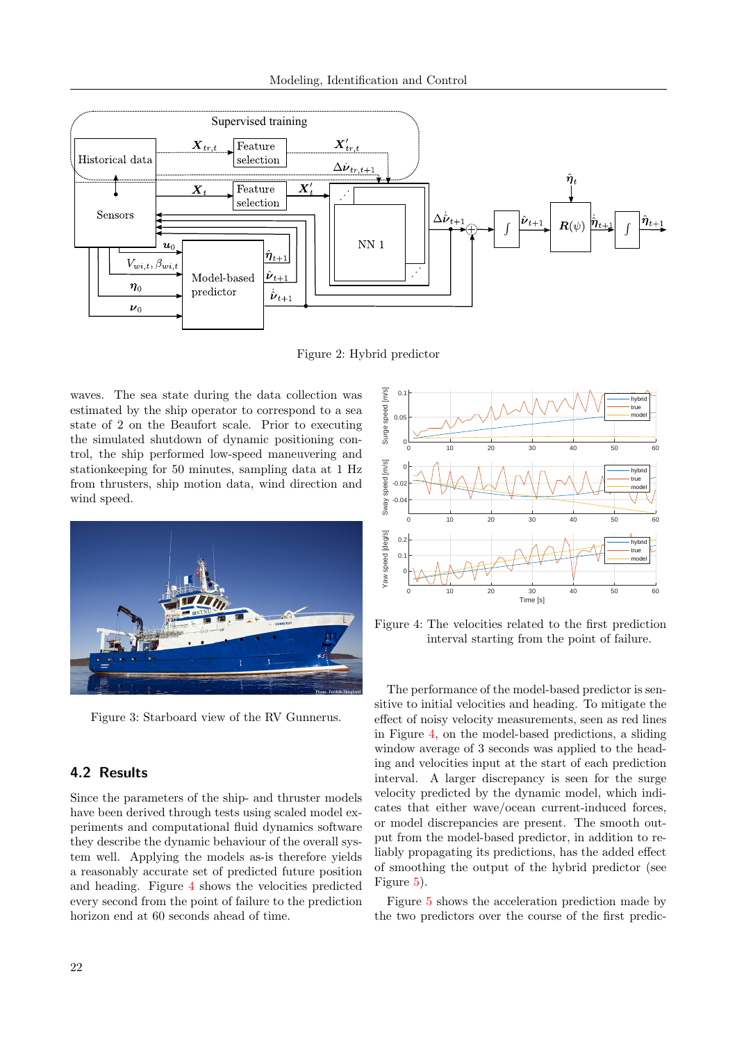Figure 2: Hybrid predictor

waves. The sea state during the data collection was estimated by the ship operator to correspond to a sea state of 2 on the Beaufort scale. Prior to executing the simulated shutdown of dynamic positioning control, the ship performed low-speed maneuvering and stationkeeping for 50 minutes, sampling data at 1 Hz from thrusters, ship motion data, wind direction and wind speed.

Figure 3: Starboard view of the RV Gunnerus.

## 4.2 Results

Since the parameters of the ship- and thruster models have been derived through tests using scaled model experiments and computational fluid dynamics software they describe the dynamic behaviour of the overall system well. Applying the models as-is therefore yields a reasonably accurate set of predicted future position and heading. Figure 4 shows the velocities predicted every second from the point of failure to the prediction horizon end at 60 seconds ahead of time.

Figure 4: The velocities related to the first prediction interval starting from the point of failure.

The performance of the model-based predictor is sensitive to initial velocities and heading. To mitigate the effect of noisy velocity measurements, seen as red lines in Figure 4, on the model-based predictions, a sliding window average of 3 seconds was applied to the heading and velocities input at the start of each prediction interval. A larger discrepancy is seen for the surge velocity predicted by the dynamic model, which indicates that either wave/ocean current-induced forces, or model discrepancies are present. The smooth output from the model-based predictor, in addition to reliably propagating its predictions, has the added effect of smoothing the output of the hybrid predictor (see Figure 5).

Figure 5 shows the acceleration prediction made by the two predictors over the course of the first predic-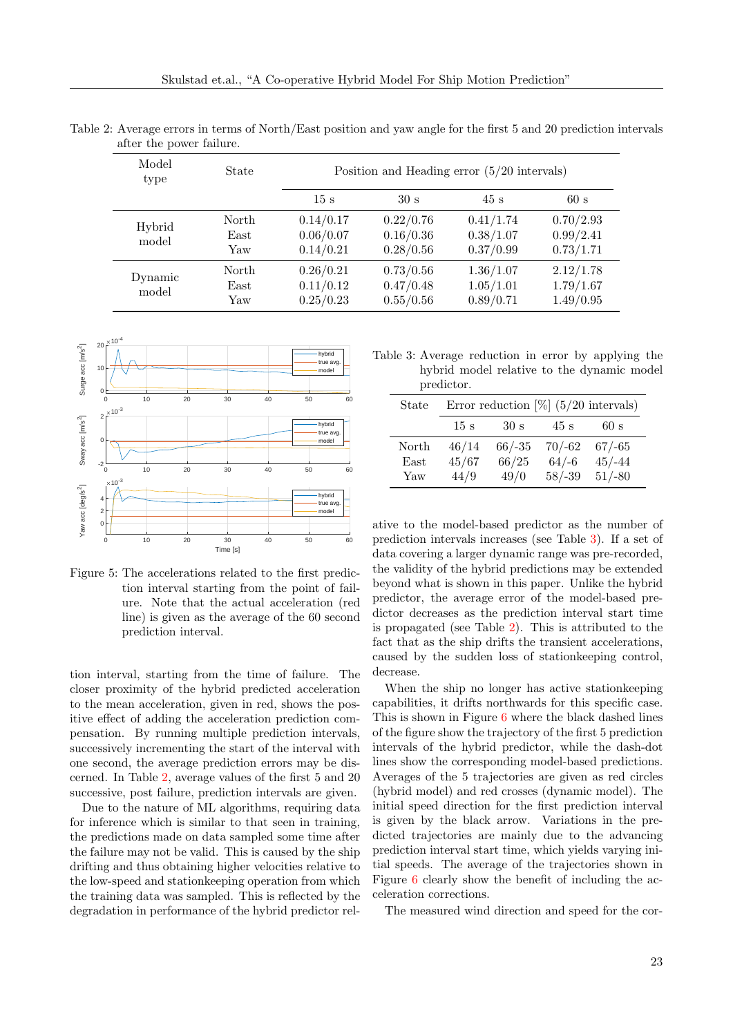Table 2: Average errors in terms of North/East position and yaw angle for the first 5 and 20 prediction intervals after the power failure.

| Model type | State | Position and Heading error (5/20 intervals) | | | |
|---|---|---|---|---|---|
| | | 15 s | 30 s | 45 s | 60 s |
| Hybrid model | North | 0.14/0.17 | 0.22/0.76 | 0.41/1.74 | 0.70/2.93 |
| | East | 0.06/0.07 | 0.16/0.36 | 0.38/1.07 | 0.99/2.41 |
| | Yaw | 0.14/0.21 | 0.28/0.56 | 0.37/0.99 | 0.73/1.71 |
| Dynamic model | North | 0.26/0.21 | 0.73/0.56 | 1.36/1.07 | 2.12/1.78 |
| | East | 0.11/0.12 | 0.47/0.48 | 1.05/1.01 | 1.79/1.67 |
| | Yaw | 0.25/0.23 | 0.55/0.56 | 0.89/0.71 | 1.49/0.95 |

Figure 5: The accelerations related to the first prediction interval starting from the point of failure. Note that the actual acceleration (red line) is given as the average of the 60 second prediction interval.

Table 3: Average reduction in error by applying the hybrid model relative to the dynamic model predictor.

| State | Error reduction [%] (5/20 intervals) | | | |
|---|---|---|---|---|
| | 15 s | 30 s | 45 s | 60 s |
| North | 46/14 | 66/-35 | 70/-62 | 67/-65 |
| East | 45/67 | 66/25 | 64/-6 | 45/-44 |
| Yaw | 44/9 | 49/0 | 58/-39 | 51/-80 |

tion interval, starting from the time of failure. The closer proximity of the hybrid predicted acceleration to the mean acceleration, given in red, shows the positive effect of adding the acceleration prediction compensation. By running multiple prediction intervals, successively incrementing the start of the interval with one second, the average prediction errors may be discerned. In Table 2, average values of the first 5 and 20 successive, post failure, prediction intervals are given.

Due to the nature of ML algorithms, requiring data for inference which is similar to that seen in training, the predictions made on data sampled some time after the failure may not be valid. This is caused by the ship drifting and thus obtaining higher velocities relative to the low-speed and stationkeeping operation from which the training data was sampled. This is reflected by the degradation in performance of the hybrid predictor relative to the model-based predictor as the number of prediction intervals increases (see Table 3). If a set of data covering a larger dynamic range was pre-recorded, the validity of the hybrid predictions may be extended beyond what is shown in this paper. Unlike the hybrid predictor, the average error of the model-based predictor decreases as the prediction interval start time is propagated (see Table 2). This is attributed to the fact that as the ship drifts the transient accelerations, caused by the sudden loss of stationkeeping control, decrease.

When the ship no longer has active stationkeeping capabilities, it drifts northwards for this specific case. This is shown in Figure 6 where the black dashed lines of the figure show the trajectory of the first 5 prediction intervals of the hybrid predictor, while the dash-dot lines show the corresponding model-based predictions. Averages of the 5 trajectories are given as red circles (hybrid model) and red crosses (dynamic model). The initial speed direction for the first prediction interval is given by the black arrow. Variations in the predicted trajectories are mainly due to the advancing prediction interval start time, which yields varying initial speeds. The average of the trajectories shown in Figure 6 clearly show the benefit of including the acceleration corrections.

The measured wind direction and speed for the cor-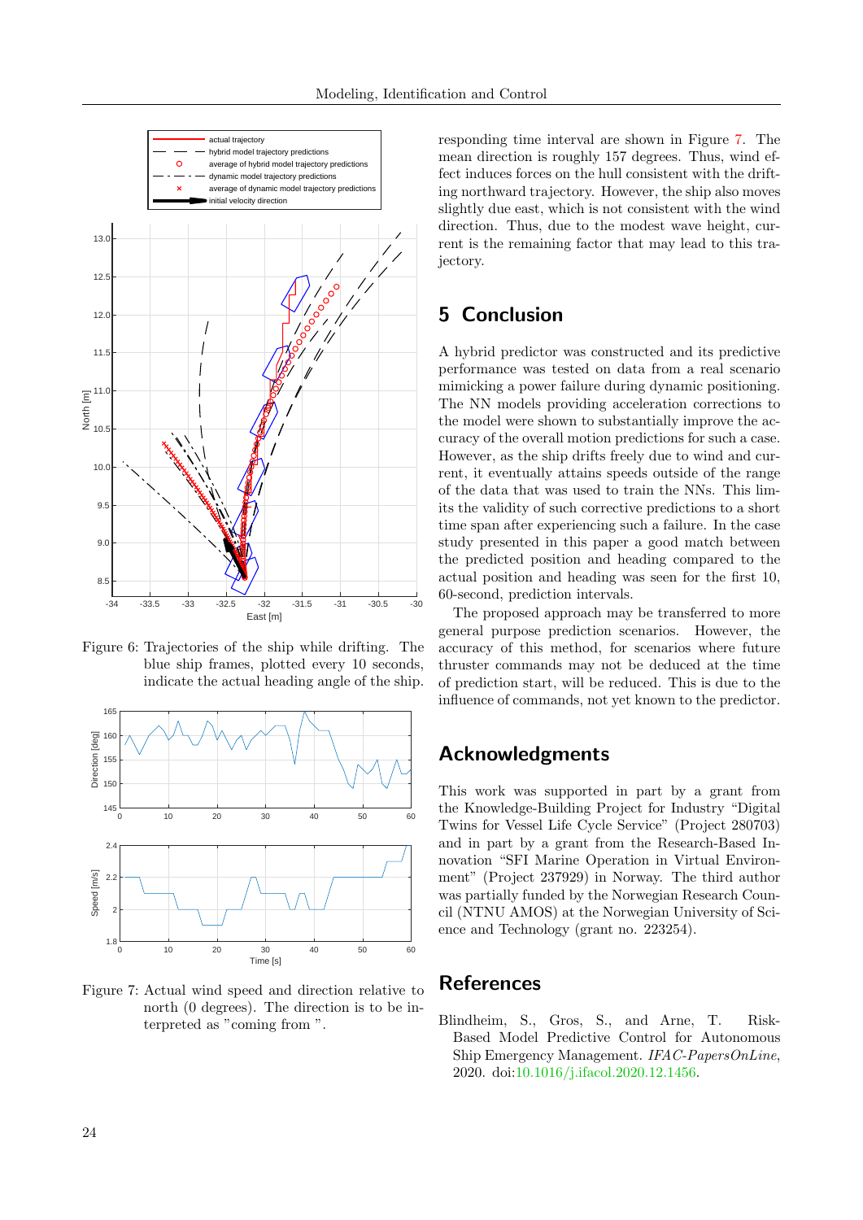Figure 6: Trajectories of the ship while drifting. The blue ship frames, plotted every 10 seconds, indicate the actual heading angle of the ship.

Figure 7: Actual wind speed and direction relative to north (0 degrees). The direction is to be interpreted as "coming from ".

responding time interval are shown in Figure 7. The mean direction is roughly 157 degrees. Thus, wind effect induces forces on the hull consistent with the drifting northward trajectory. However, the ship also moves slightly due east, which is not consistent with the wind direction. Thus, due to the modest wave height, current is the remaining factor that may lead to this trajectory.

## 5 Conclusion

A hybrid predictor was constructed and its predictive performance was tested on data from a real scenario mimicking a power failure during dynamic positioning. The NN models providing acceleration corrections to the model were shown to substantially improve the accuracy of the overall motion predictions for such a case. However, as the ship drifts freely due to wind and current, it eventually attains speeds outside of the range of the data that was used to train the NNs. This limits the validity of such corrective predictions to a short time span after experiencing such a failure. In the case study presented in this paper a good match between the predicted position and heading compared to the actual position and heading was seen for the first 10, 60-second, prediction intervals.

The proposed approach may be transferred to more general purpose prediction scenarios. However, the accuracy of this method, for scenarios where future thruster commands may not be deduced at the time of prediction start, will be reduced. This is due to the influence of commands, not yet known to the predictor.

## Acknowledgments

This work was supported in part by a grant from the Knowledge-Building Project for Industry "Digital Twins for Vessel Life Cycle Service" (Project 280703) and in part by a grant from the Research-Based Innovation "SFI Marine Operation in Virtual Environment" (Project 237929) in Norway. The third author was partially funded by the Norwegian Research Council (NTNU AMOS) at the Norwegian University of Science and Technology (grant no. 223254).

## References

Blindheim, S., Gros, S., and Arne, T. Risk-Based Model Predictive Control for Autonomous Ship Emergency Management. *IFAC-PapersOnLine*, 2020. doi:10.1016/j.ifacol.2020.12.1456.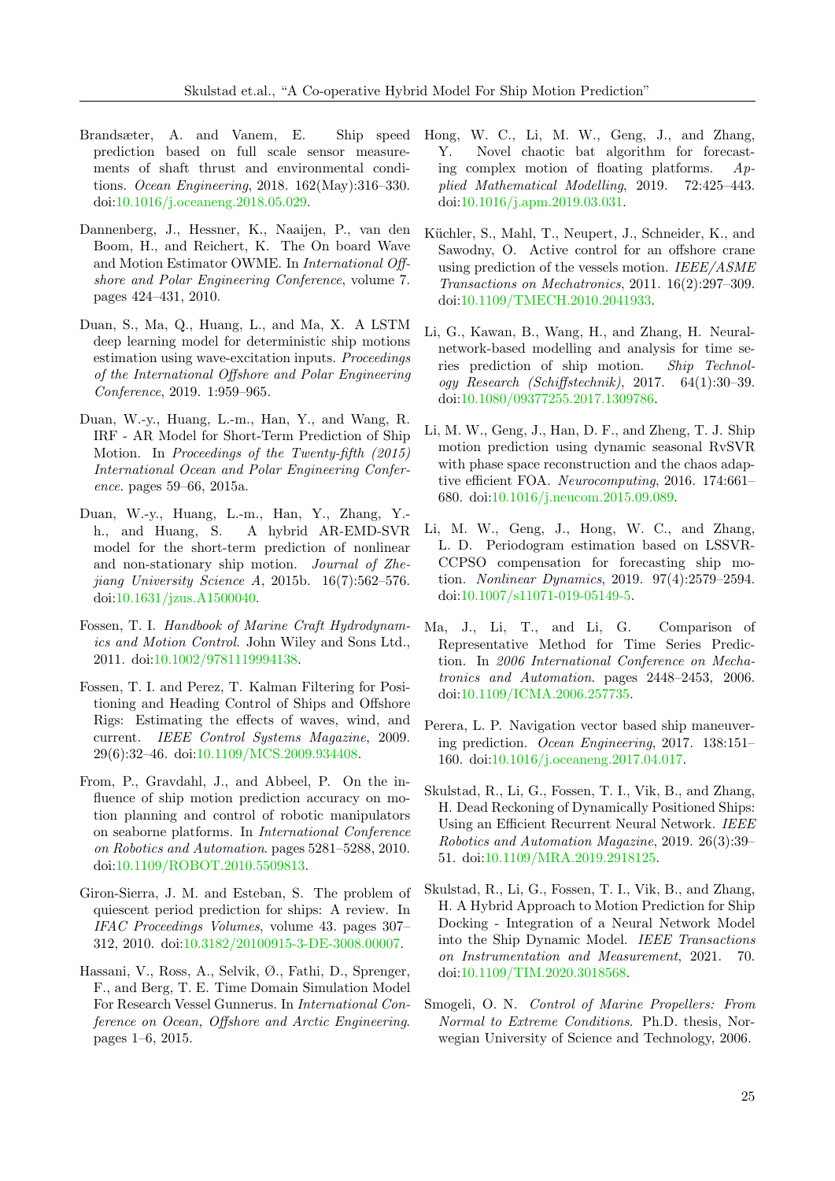Brandsæter, A. and Vanem, E. Ship speed prediction based on full scale sensor measurements of shaft thrust and environmental conditions. *Ocean Engineering*, 2018. 162(May):316–330. doi:10.1016/j.oceaneng.2018.05.029.

Dannenberg, J., Hessner, K., Naaijen, P., van den Boom, H., and Reichert, K. The On board Wave and Motion Estimator OWME. In *International Offshore and Polar Engineering Conference*, volume 7. pages 424–431, 2010.

Duan, S., Ma, Q., Huang, L., and Ma, X. A LSTM deep learning model for deterministic ship motions estimation using wave-excitation inputs. *Proceedings of the International Offshore and Polar Engineering Conference*, 2019. 1:959–965.

Duan, W.-y., Huang, L.-m., Han, Y., and Wang, R. IRF - AR Model for Short-Term Prediction of Ship Motion. In *Proceedings of the Twenty-fifth (2015) International Ocean and Polar Engineering Conference*. pages 59–66, 2015a.

Duan, W.-y., Huang, L.-m., Han, Y., Zhang, Y.-h., and Huang, S. A hybrid AR-EMD-SVR model for the short-term prediction of nonlinear and non-stationary ship motion. *Journal of Zhejiang University Science A*, 2015b. 16(7):562–576. doi:10.1631/jzus.A1500040.

Fossen, T. I. *Handbook of Marine Craft Hydrodynamics and Motion Control*. John Wiley and Sons Ltd., 2011. doi:10.1002/9781119994138.

Fossen, T. I. and Perez, T. Kalman Filtering for Positioning and Heading Control of Ships and Offshore Rigs: Estimating the effects of waves, wind, and current. *IEEE Control Systems Magazine*, 2009. 29(6):32–46. doi:10.1109/MCS.2009.934408.

From, P., Gravdahl, J., and Abbeel, P. On the influence of ship motion prediction accuracy on motion planning and control of robotic manipulators on seaborne platforms. In *International Conference on Robotics and Automation*. pages 5281–5288, 2010. doi:10.1109/ROBOT.2010.5509813.

Giron-Sierra, J. M. and Esteban, S. The problem of quiescent period prediction for ships: A review. In *IFAC Proceedings Volumes*, volume 43. pages 307–312, 2010. doi:10.3182/20100915-3-DE-3008.00007.

Hassani, V., Ross, A., Selvik, Ø., Fathi, D., Sprenger, F., and Berg, T. E. Time Domain Simulation Model For Research Vessel Gunnerus. In *International Conference on Ocean, Offshore and Arctic Engineering*. pages 1–6, 2015.

Hong, W. C., Li, M. W., Geng, J., and Zhang, Y. Novel chaotic bat algorithm for forecasting complex motion of floating platforms. *Applied Mathematical Modelling*, 2019. 72:425–443. doi:10.1016/j.apm.2019.03.031.

Küchler, S., Mahl, T., Neupert, J., Schneider, K., and Sawodny, O. Active control for an offshore crane using prediction of the vessels motion. *IEEE/ASME Transactions on Mechatronics*, 2011. 16(2):297–309. doi:10.1109/TMECH.2010.2041933.

Li, G., Kawan, B., Wang, H., and Zhang, H. Neural-network-based modelling and analysis for time series prediction of ship motion. *Ship Technology Research (Schiffstechnik)*, 2017. 64(1):30–39. doi:10.1080/09377255.2017.1309786.

Li, M. W., Geng, J., Han, D. F., and Zheng, T. J. Ship motion prediction using dynamic seasonal RvSVR with phase space reconstruction and the chaos adaptive efficient FOA. *Neurocomputing*, 2016. 174:661–680. doi:10.1016/j.neucom.2015.09.089.

Li, M. W., Geng, J., Hong, W. C., and Zhang, L. D. Periodogram estimation based on LSSVR-CCPSO compensation for forecasting ship motion. *Nonlinear Dynamics*, 2019. 97(4):2579–2594. doi:10.1007/s11071-019-05149-5.

Ma, J., Li, T., and Li, G. Comparison of Representative Method for Time Series Prediction. In *2006 International Conference on Mechatronics and Automation*. pages 2448–2453, 2006. doi:10.1109/ICMA.2006.257735.

Perera, L. P. Navigation vector based ship maneuvering prediction. *Ocean Engineering*, 2017. 138:151–160. doi:10.1016/j.oceaneng.2017.04.017.

Skulstad, R., Li, G., Fossen, T. I., Vik, B., and Zhang, H. Dead Reckoning of Dynamically Positioned Ships: Using an Efficient Recurrent Neural Network. *IEEE Robotics and Automation Magazine*, 2019. 26(3):39–51. doi:10.1109/MRA.2019.2918125.

Skulstad, R., Li, G., Fossen, T. I., Vik, B., and Zhang, H. A Hybrid Approach to Motion Prediction for Ship Docking - Integration of a Neural Network Model into the Ship Dynamic Model. *IEEE Transactions on Instrumentation and Measurement*, 2021. 70. doi:10.1109/TIM.2020.3018568.

Smogeli, O. N. *Control of Marine Propellers: From Normal to Extreme Conditions*. Ph.D. thesis, Norwegian University of Science and Technology, 2006.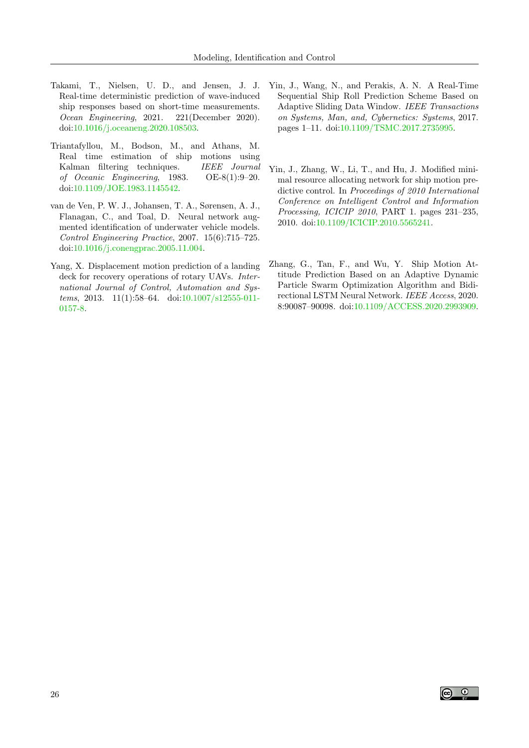Takami, T., Nielsen, U. D., and Jensen, J. J. Real-time deterministic prediction of wave-induced ship responses based on short-time measurements. *Ocean Engineering*, 2021. 221(December 2020). doi:10.1016/j.oceaneng.2020.108503.

Triantafyllou, M., Bodson, M., and Athans, M. Real time estimation of ship motions using Kalman filtering techniques. *IEEE Journal of Oceanic Engineering*, 1983. OE-8(1):9–20. doi:10.1109/JOE.1983.1145542.

van de Ven, P. W. J., Johansen, T. A., Sørensen, A. J., Flanagan, C., and Toal, D. Neural network augmented identification of underwater vehicle models. *Control Engineering Practice*, 2007. 15(6):715–725. doi:10.1016/j.conengprac.2005.11.004.

Yang, X. Displacement motion prediction of a landing deck for recovery operations of rotary UAVs. *International Journal of Control, Automation and Systems*, 2013. 11(1):58–64. doi:10.1007/s12555-011-0157-8.

Yin, J., Wang, N., and Perakis, A. N. A Real-Time Sequential Ship Roll Prediction Scheme Based on Adaptive Sliding Data Window. *IEEE Transactions on Systems, Man, and, Cybernetics: Systems*, 2017. pages 1–11. doi:10.1109/TSMC.2017.2735995.

Yin, J., Zhang, W., Li, T., and Hu, J. Modified minimal resource allocating network for ship motion predictive control. In *Proceedings of 2010 International Conference on Intelligent Control and Information Processing, ICICIP 2010*, PART 1. pages 231–235, 2010. doi:10.1109/ICICIP.2010.5565241.

Zhang, G., Tan, F., and Wu, Y. Ship Motion Attitude Prediction Based on an Adaptive Dynamic Particle Swarm Optimization Algorithm and Bidirectional LSTM Neural Network. *IEEE Access*, 2020. 8:90087–90098. doi:10.1109/ACCESS.2020.2993909.